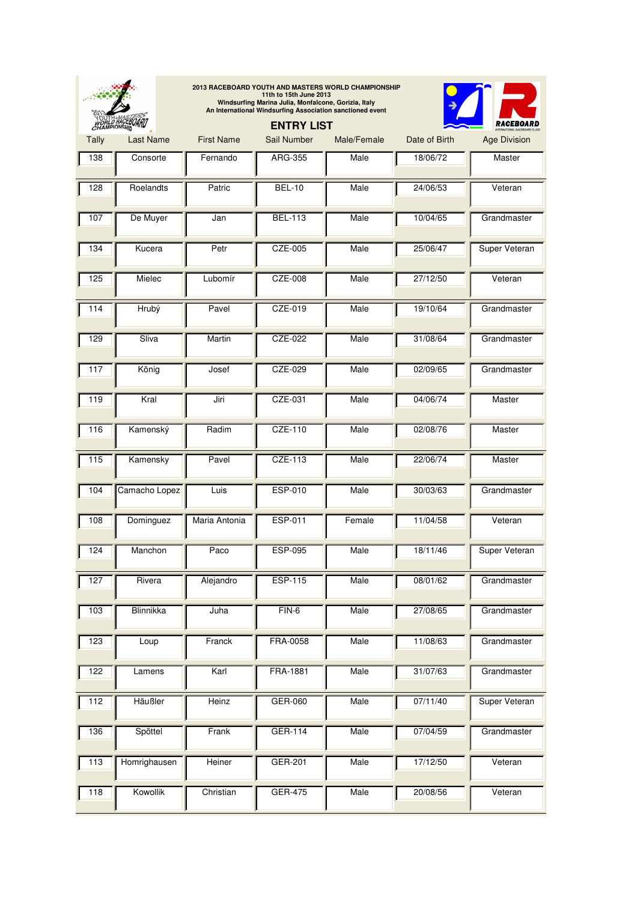2013 RACEBOARD YOUTH AND MASTERS WORLD CHAMPIONSHIP
11th to 15th June 2013
Windsurfing Marina Julia, Monfalcone, Gorizia, Italy
An International Windsurfing Association sanctioned event

## ENTRY LIST

| Tally | Last Name | First Name | Sail Number | Male/Female | Date of Birth | Age Division |
|---|---|---|---|---|---|---|
| 138 | Consorte | Fernando | ARG-355 | Male | 18/06/72 | Master |
| 128 | Roelandts | Patric | BEL-10 | Male | 24/06/53 | Veteran |
| 107 | De Muyer | Jan | BEL-113 | Male | 10/04/65 | Grandmaster |
| 134 | Kucera | Petr | CZE-005 | Male | 25/06/47 | Super Veteran |
| 125 | Mielec | Lubomír | CZE-008 | Male | 27/12/50 | Veteran |
| 114 | Hrubý | Pavel | CZE-019 | Male | 19/10/64 | Grandmaster |
| 129 | Sliva | Martin | CZE-022 | Male | 31/08/64 | Grandmaster |
| 117 | König | Josef | CZE-029 | Male | 02/09/65 | Grandmaster |
| 119 | Kral | Jiri | CZE-031 | Male | 04/06/74 | Master |
| 116 | Kamenský | Radim | CZE-110 | Male | 02/08/76 | Master |
| 115 | Kamensky | Pavel | CZE-113 | Male | 22/06/74 | Master |
| 104 | Camacho Lopez | Luis | ESP-010 | Male | 30/03/63 | Grandmaster |
| 108 | Dominguez | Maria Antonia | ESP-011 | Female | 11/04/58 | Veteran |
| 124 | Manchon | Paco | ESP-095 | Male | 18/11/46 | Super Veteran |
| 127 | Rivera | Alejandro | ESP-115 | Male | 08/01/62 | Grandmaster |
| 103 | Blinnikka | Juha | FIN-6 | Male | 27/08/65 | Grandmaster |
| 123 | Loup | Franck | FRA-0058 | Male | 11/08/63 | Grandmaster |
| 122 | Lamens | Karl | FRA-1881 | Male | 31/07/63 | Grandmaster |
| 112 | Häußler | Heinz | GER-060 | Male | 07/11/40 | Super Veteran |
| 136 | Spöttel | Frank | GER-114 | Male | 07/04/59 | Grandmaster |
| 113 | Homrighausen | Heiner | GER-201 | Male | 17/12/50 | Veteran |
| 118 | Kowollik | Christian | GER-475 | Male | 20/08/56 | Veteran |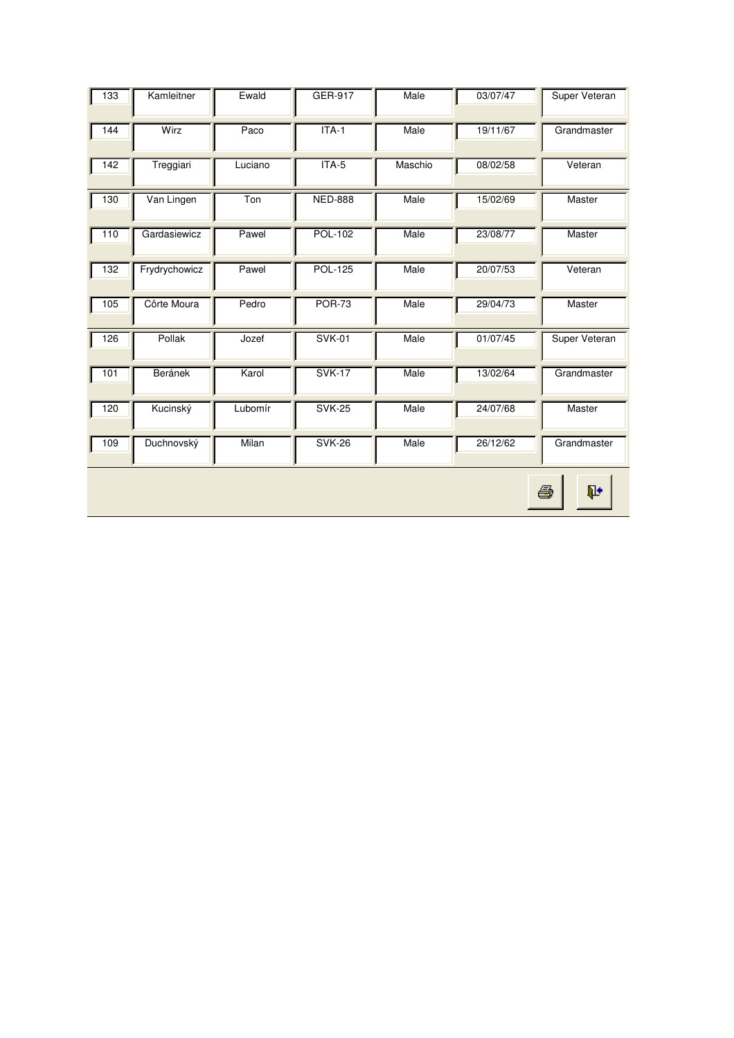| | | | | | | |
|---|---|---|---|---|---|---|
| 133 | Kamleitner | Ewald | GER-917 | Male | 03/07/47 | Super Veteran |
| 144 | Wirz | Paco | ITA-1 | Male | 19/11/67 | Grandmaster |
| 142 | Treggiari | Luciano | ITA-5 | Maschio | 08/02/58 | Veteran |
| 130 | Van Lingen | Ton | NED-888 | Male | 15/02/69 | Master |
| 110 | Gardasiewicz | Pawel | POL-102 | Male | 23/08/77 | Master |
| 132 | Frydrychowicz | Pawel | POL-125 | Male | 20/07/53 | Veteran |
| 105 | Côrte Moura | Pedro | POR-73 | Male | 29/04/73 | Master |
| 126 | Pollak | Jozef | SVK-01 | Male | 01/07/45 | Super Veteran |
| 101 | Beránek | Karol | SVK-17 | Male | 13/02/64 | Grandmaster |
| 120 | Kucinský | Lubomír | SVK-25 | Male | 24/07/68 | Master |
| 109 | Duchnovský | Milan | SVK-26 | Male | 26/12/62 | Grandmaster |